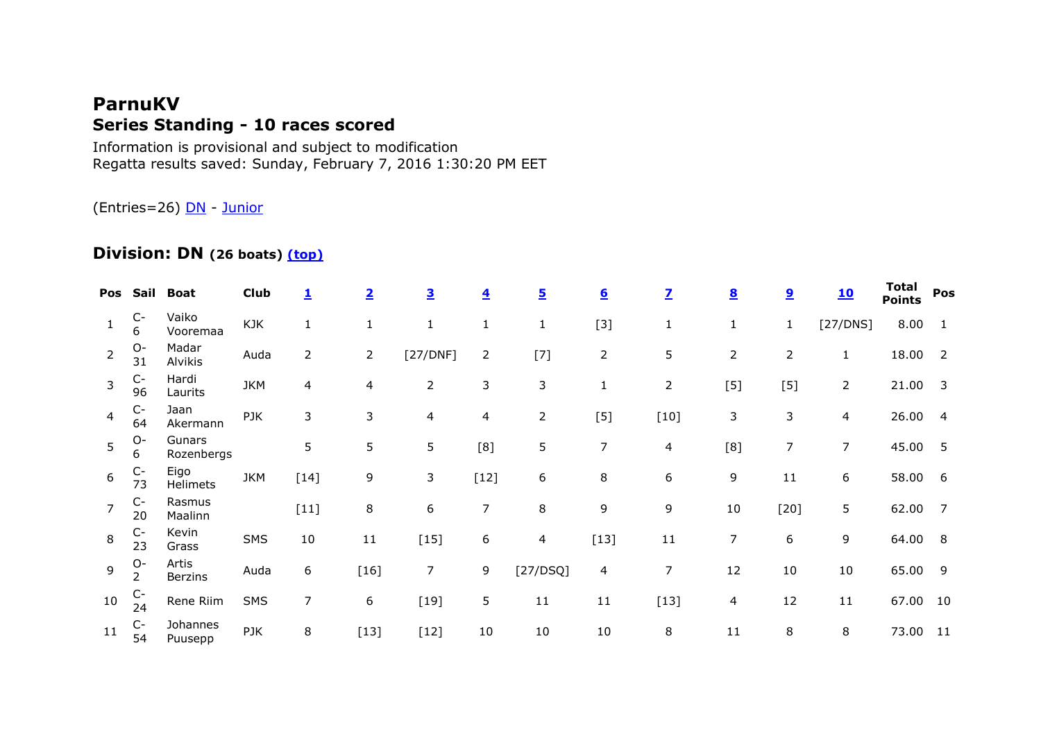# ParnuKV

## Series Standing - 10 races scored

Information is provisional and subject to modification
Regatta results saved: Sunday, February 7, 2016 1:30:20 PM EET

(Entries=26) DN - Junior

### Division: DN (26 boats) (top)

| Pos | Sail | Boat | Club | 1 | 2 | 3 | 4 | 5 | 6 | 7 | 8 | 9 | 10 | Total Points | Pos |
|---|---|---|---|---|---|---|---|---|---|---|---|---|---|---|---|
| 1 | C-6 | Vaiko Vooremaa | KJK | 1 | 1 | 1 | 1 | 1 | [3] | 1 | 1 | 1 | [27/DNS] | 8.00 | 1 |
| 2 | O-31 | Madar Alvikis | Auda | 2 | 2 | [27/DNF] | 2 | [7] | 2 | 5 | 2 | 2 | 1 | 18.00 | 2 |
| 3 | C-96 | Hardi Laurits | JKM | 4 | 4 | 2 | 3 | 3 | 1 | 2 | [5] | [5] | 2 | 21.00 | 3 |
| 4 | C-64 | Jaan Akermann | PJK | 3 | 3 | 4 | 4 | 2 | [5] | [10] | 3 | 3 | 4 | 26.00 | 4 |
| 5 | O-6 | Gunars Rozenbergs | | 5 | 5 | 5 | [8] | 5 | 7 | 4 | [8] | 7 | 7 | 45.00 | 5 |
| 6 | C-73 | Eigo Helimets | JKM | [14] | 9 | 3 | [12] | 6 | 8 | 6 | 9 | 11 | 6 | 58.00 | 6 |
| 7 | C-20 | Rasmus Maalinn | | [11] | 8 | 6 | 7 | 8 | 9 | 9 | 10 | [20] | 5 | 62.00 | 7 |
| 8 | C-23 | Kevin Grass | SMS | 10 | 11 | [15] | 6 | 4 | [13] | 11 | 7 | 6 | 9 | 64.00 | 8 |
| 9 | O-2 | Artis Berzins | Auda | 6 | [16] | 7 | 9 | [27/DSQ] | 4 | 7 | 12 | 10 | 10 | 65.00 | 9 |
| 10 | C-24 | Rene Riim | SMS | 7 | 6 | [19] | 5 | 11 | 11 | [13] | 4 | 12 | 11 | 67.00 | 10 |
| 11 | C-54 | Johannes Puusepp | PJK | 8 | [13] | [12] | 10 | 10 | 10 | 8 | 11 | 8 | 8 | 73.00 | 11 |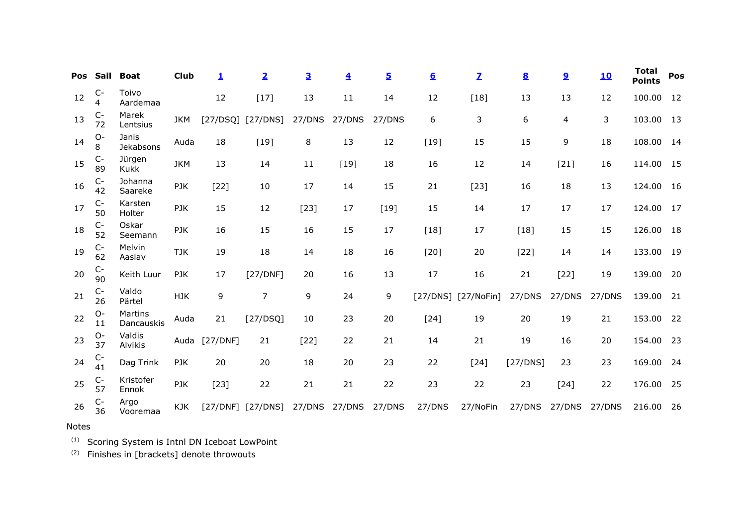| Pos | Sail | Boat | Club | 1 | 2 | 3 | 4 | 5 | 6 | 7 | 8 | 9 | 10 | Total Points | Pos |
|---|---|---|---|---|---|---|---|---|---|---|---|---|---|---|---|
| 12 | C-4 | Toivo Aardemaa | | 12 | [17] | 13 | 11 | 14 | 12 | [18] | 13 | 13 | 12 | 100.00 | 12 |
| 13 | C-72 | Marek Lentsius | JKM | [27/DSQ] | [27/DNS] | 27/DNS | 27/DNS | 27/DNS | 6 | 3 | 6 | 4 | 3 | 103.00 | 13 |
| 14 | O-8 | Janis Jekabsons | Auda | 18 | [19] | 8 | 13 | 12 | [19] | 15 | 15 | 9 | 18 | 108.00 | 14 |
| 15 | C-89 | Jürgen Kukk | JKM | 13 | 14 | 11 | [19] | 18 | 16 | 12 | 14 | [21] | 16 | 114.00 | 15 |
| 16 | C-42 | Johanna Saareke | PJK | [22] | 10 | 17 | 14 | 15 | 21 | [23] | 16 | 18 | 13 | 124.00 | 16 |
| 17 | C-50 | Karsten Holter | PJK | 15 | 12 | [23] | 17 | [19] | 15 | 14 | 17 | 17 | 17 | 124.00 | 17 |
| 18 | C-52 | Oskar Seemann | PJK | 16 | 15 | 16 | 15 | 17 | [18] | 17 | [18] | 15 | 15 | 126.00 | 18 |
| 19 | C-62 | Melvin Aaslav | TJK | 19 | 18 | 14 | 18 | 16 | [20] | 20 | [22] | 14 | 14 | 133.00 | 19 |
| 20 | C-90 | Keith Luur | PJK | 17 | [27/DNF] | 20 | 16 | 13 | 17 | 16 | 21 | [22] | 19 | 139.00 | 20 |
| 21 | C-26 | Valdo Pärtel | HJK | 9 | 7 | 9 | 24 | 9 | [27/DNS] | [27/NoFin] | 27/DNS | 27/DNS | 27/DNS | 139.00 | 21 |
| 22 | O-11 | Martins Dancauskis | Auda | 21 | [27/DSQ] | 10 | 23 | 20 | [24] | 19 | 20 | 19 | 21 | 153.00 | 22 |
| 23 | O-37 | Valdis Alvikis | Auda | [27/DNF] | 21 | [22] | 22 | 21 | 14 | 21 | 19 | 16 | 20 | 154.00 | 23 |
| 24 | C-41 | Dag Trink | PJK | 20 | 20 | 18 | 20 | 23 | 22 | [24] | [27/DNS] | 23 | 23 | 169.00 | 24 |
| 25 | C-57 | Kristofer Ennok | PJK | [23] | 22 | 21 | 21 | 22 | 23 | 22 | 23 | [24] | 22 | 176.00 | 25 |
| 26 | C-36 | Argo Vooremaa | KJK | [27/DNF] | [27/DNS] | 27/DNS | 27/DNS | 27/DNS | 27/DNS | 27/NoFin | 27/DNS | 27/DNS | 27/DNS | 216.00 | 26 |

Notes

(1) Scoring System is Intnl DN Iceboat LowPoint

(2) Finishes in [brackets] denote throwouts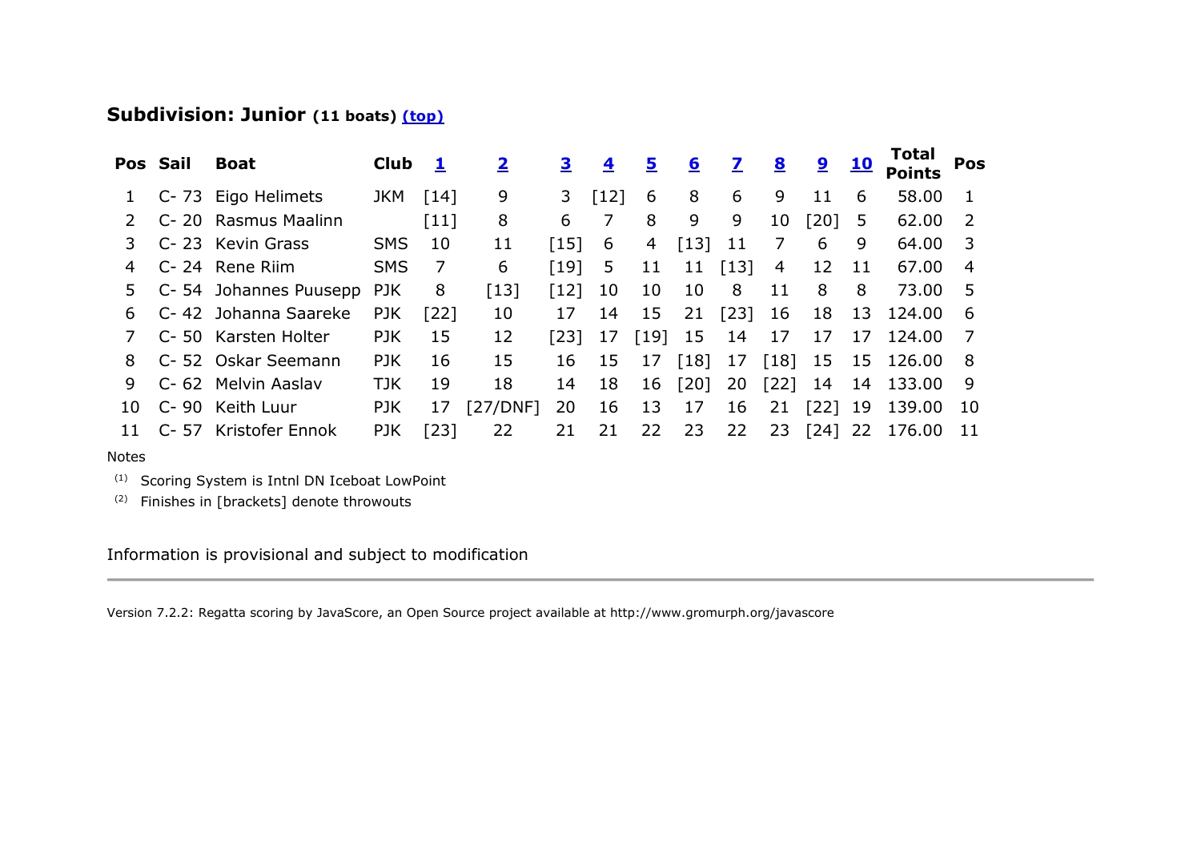## Subdivision: Junior (11 boats) [(top)]

| Pos | Sail | Boat | Club | 1 | 2 | 3 | 4 | 5 | 6 | 7 | 8 | 9 | 10 | Total Points | Pos |
|---|---|---|---|---|---|---|---|---|---|---|---|---|---|---|---|
| 1 | C- 73 | Eigo Helimets | JKM | [14] | 9 | 3 | [12] | 6 | 8 | 6 | 9 | 11 | 6 | 58.00 | 1 |
| 2 | C- 20 | Rasmus Maalinn | | [11] | 8 | 6 | 7 | 8 | 9 | 9 | 10 | [20] | 5 | 62.00 | 2 |
| 3 | C- 23 | Kevin Grass | SMS | 10 | 11 | [15] | 6 | 4 | [13] | 11 | 7 | 6 | 9 | 64.00 | 3 |
| 4 | C- 24 | Rene Riim | SMS | 7 | 6 | [19] | 5 | 11 | 11 | [13] | 4 | 12 | 11 | 67.00 | 4 |
| 5 | C- 54 | Johannes Puusepp | PJK | 8 | [13] | [12] | 10 | 10 | 10 | 8 | 11 | 8 | 8 | 73.00 | 5 |
| 6 | C- 42 | Johanna Saareke | PJK | [22] | 10 | 17 | 14 | 15 | 21 | [23] | 16 | 18 | 13 | 124.00 | 6 |
| 7 | C- 50 | Karsten Holter | PJK | 15 | 12 | [23] | 17 | [19] | 15 | 14 | 17 | 17 | 17 | 124.00 | 7 |
| 8 | C- 52 | Oskar Seemann | PJK | 16 | 15 | 16 | 15 | 17 | [18] | 17 | [18] | 15 | 15 | 126.00 | 8 |
| 9 | C- 62 | Melvin Aaslav | TJK | 19 | 18 | 14 | 18 | 16 | [20] | 20 | [22] | 14 | 14 | 133.00 | 9 |
| 10 | C- 90 | Keith Luur | PJK | 17 | [27/DNF] | 20 | 16 | 13 | 17 | 16 | 21 | [22] | 19 | 139.00 | 10 |
| 11 | C- 57 | Kristofer Ennok | PJK | [23] | 22 | 21 | 21 | 22 | 23 | 22 | 23 | [24] | 22 | 176.00 | 11 |

Notes

(1) Scoring System is Intnl DN Iceboat LowPoint

(2) Finishes in [brackets] denote throwouts

Information is provisional and subject to modification

---

Version 7.2.2: Regatta scoring by JavaScore, an Open Source project available at http://www.gromurph.org/javascore